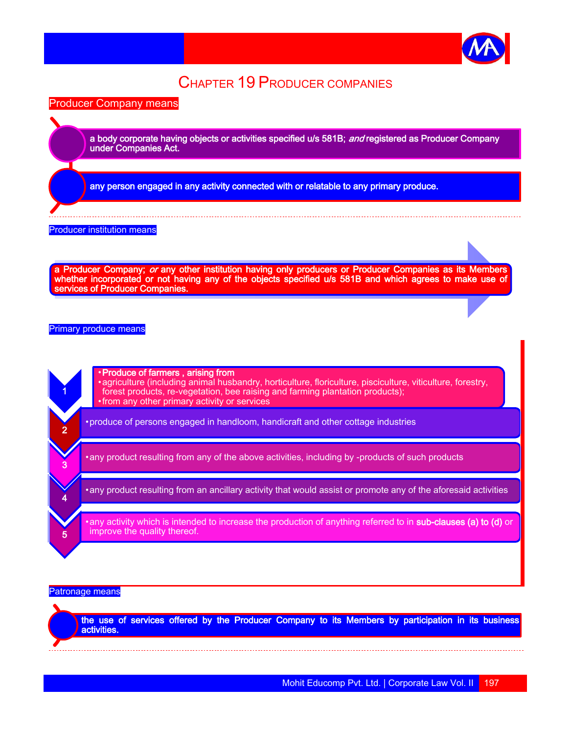# CHAPTER 19 PRODUCER COMPANIES

## Producer Company means

- a body corporate having objects or activities specified u/s 581B; *and* registered as Producer Company under Companies Act.
- any person engaged in any activity connected with or relatable to any primary produce.

## Producer institution means

a Producer Company; *or* any other institution having only producers or Producer Companies as its Members whether incorporated or not having any of the objects specified u/s 581B and which agrees to make use of services of Producer Companies.

## Primary produce means

1. 
   - **Produce of farmers , arising from**
   - agriculture (including animal husbandry, horticulture, floriculture, pisciculture, viticulture, forestry, forest products, re-vegetation, bee raising and farming plantation products);
   - from any other primary activity or services
2. produce of persons engaged in handloom, handicraft and other cottage industries
3. any product resulting from any of the above activities, including by -products of such products
4. any product resulting from an ancillary activity that would assist or promote any of the aforesaid activities
5. any activity which is intended to increase the production of anything referred to in **sub-clauses (a) to (d)** or improve the quality thereof.

## Patronage means

the use of services offered by the Producer Company to its Members by participation in its business activities.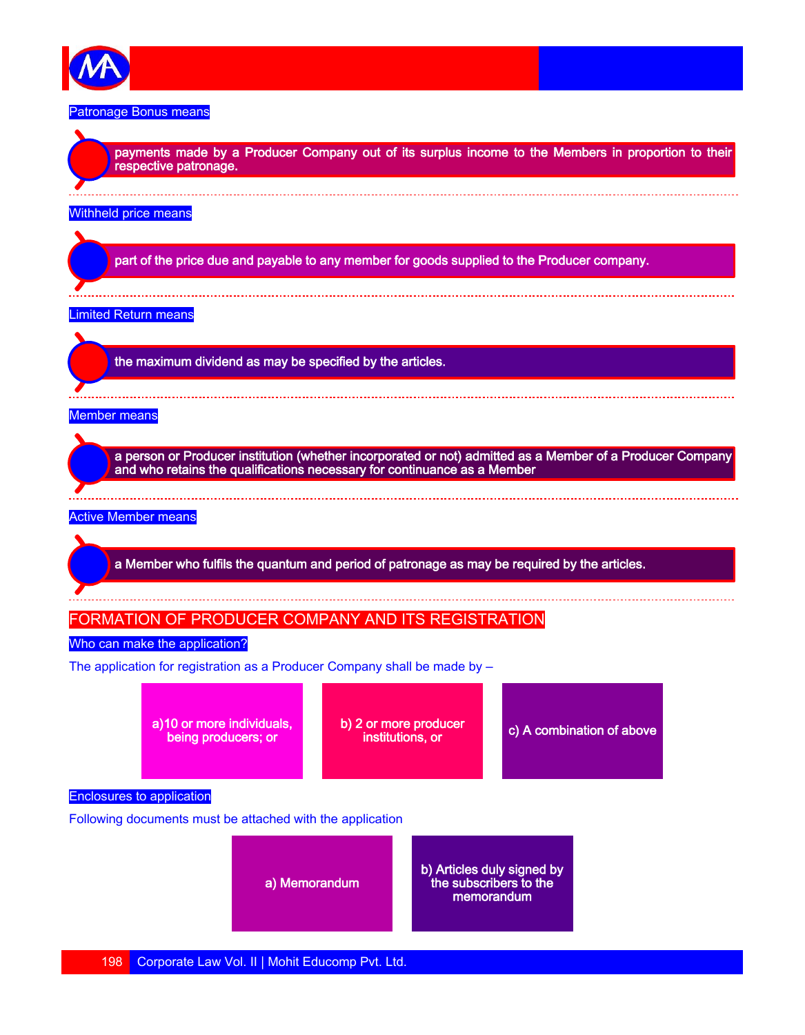**Patronage Bonus means**

payments made by a Producer Company out of its surplus income to the Members in proportion to their respective patronage.

---

**Withheld price means**

part of the price due and payable to any member for goods supplied to the Producer company.

---

**Limited Return means**

the maximum dividend as may be specified by the articles.

---

**Member means**

a person or Producer institution (whether incorporated or not) admitted as a Member of a Producer Company and who retains the qualifications necessary for continuance as a Member

---

**Active Member means**

a Member who fulfils the quantum and period of patronage as may be required by the articles.

---

## FORMATION OF PRODUCER COMPANY AND ITS REGISTRATION

### Who can make the application?

The application for registration as a Producer Company shall be made by –

- a) 10 or more individuals, being producers; or
- b) 2 or more producer institutions, or
- c) A combination of above

### Enclosures to application

Following documents must be attached with the application

- a) Memorandum
- b) Articles duly signed by the subscribers to the memorandum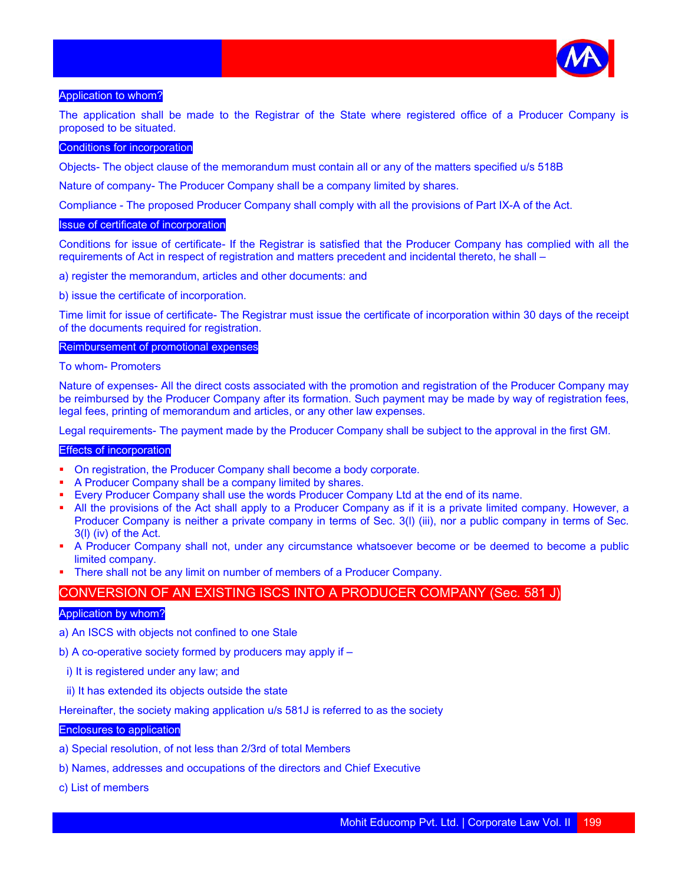### Application to whom?

The application shall be made to the Registrar of the State where registered office of a Producer Company is proposed to be situated.

### Conditions for incorporation

Objects- The object clause of the memorandum must contain all or any of the matters specified u/s 518B

Nature of company- The Producer Company shall be a company limited by shares.

Compliance - The proposed Producer Company shall comply with all the provisions of Part IX-A of the Act.

### Issue of certificate of incorporation

Conditions for issue of certificate- If the Registrar is satisfied that the Producer Company has complied with all the requirements of Act in respect of registration and matters precedent and incidental thereto, he shall –

a) register the memorandum, articles and other documents: and

b) issue the certificate of incorporation.

Time limit for issue of certificate- The Registrar must issue the certificate of incorporation within 30 days of the receipt of the documents required for registration.

### Reimbursement of promotional expenses

To whom- Promoters

Nature of expenses- All the direct costs associated with the promotion and registration of the Producer Company may be reimbursed by the Producer Company after its formation. Such payment may be made by way of registration fees, legal fees, printing of memorandum and articles, or any other law expenses.

Legal requirements- The payment made by the Producer Company shall be subject to the approval in the first GM.

### Effects of incorporation

- On registration, the Producer Company shall become a body corporate.
- A Producer Company shall be a company limited by shares.
- Every Producer Company shall use the words Producer Company Ltd at the end of its name.
- All the provisions of the Act shall apply to a Producer Company as if it is a private limited company. However, a Producer Company is neither a private company in terms of Sec. 3(l) (iii), nor a public company in terms of Sec. 3(l) (iv) of the Act.
- A Producer Company shall not, under any circumstance whatsoever become or be deemed to become a public limited company.
- There shall not be any limit on number of members of a Producer Company.

## CONVERSION OF AN EXISTING ISCS INTO A PRODUCER COMPANY (Sec. 581 J)

### Application by whom?

a) An ISCS with objects not confined to one Stale

b) A co-operative society formed by producers may apply if –

i) It is registered under any law; and

ii) It has extended its objects outside the state

Hereinafter, the society making application u/s 581J is referred to as the society

### Enclosures to application

a) Special resolution, of not less than 2/3rd of total Members

b) Names, addresses and occupations of the directors and Chief Executive

c) List of members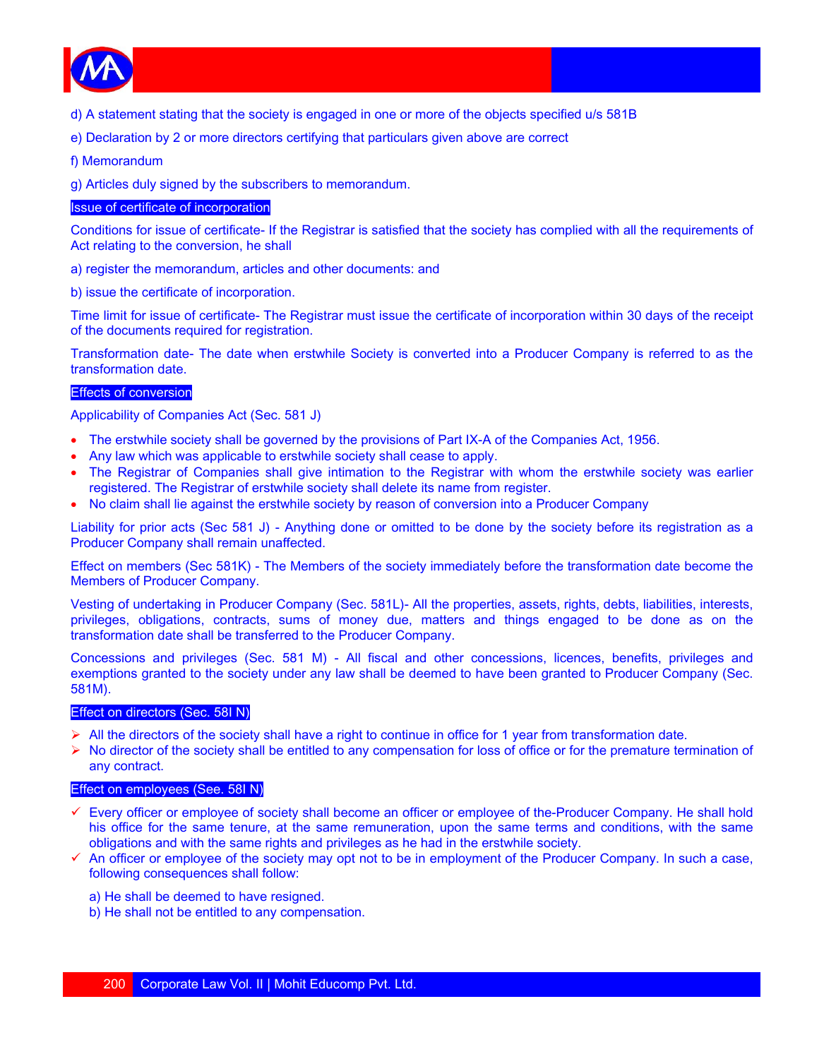d) A statement stating that the society is engaged in one or more of the objects specified u/s 581B

e) Declaration by 2 or more directors certifying that particulars given above are correct

f) Memorandum

g) Articles duly signed by the subscribers to memorandum.

### Issue of certificate of incorporation

Conditions for issue of certificate- If the Registrar is satisfied that the society has complied with all the requirements of Act relating to the conversion, he shall

a) register the memorandum, articles and other documents: and

b) issue the certificate of incorporation.

Time limit for issue of certificate- The Registrar must issue the certificate of incorporation within 30 days of the receipt of the documents required for registration.

Transformation date- The date when erstwhile Society is converted into a Producer Company is referred to as the transformation date.

### Effects of conversion

Applicability of Companies Act (Sec. 581 J)

- The erstwhile society shall be governed by the provisions of Part IX-A of the Companies Act, 1956.
- Any law which was applicable to erstwhile society shall cease to apply.
- The Registrar of Companies shall give intimation to the Registrar with whom the erstwhile society was earlier registered. The Registrar of erstwhile society shall delete its name from register.
- No claim shall lie against the erstwhile society by reason of conversion into a Producer Company

Liability for prior acts (Sec 581 J) - Anything done or omitted to be done by the society before its registration as a Producer Company shall remain unaffected.

Effect on members (Sec 581K) - The Members of the society immediately before the transformation date become the Members of Producer Company.

Vesting of undertaking in Producer Company (Sec. 581L)- All the properties, assets, rights, debts, liabilities, interests, privileges, obligations, contracts, sums of money due, matters and things engaged to be done as on the transformation date shall be transferred to the Producer Company.

Concessions and privileges (Sec. 581 M) - All fiscal and other concessions, licences, benefits, privileges and exemptions granted to the society under any law shall be deemed to have been granted to Producer Company (Sec. 581M).

### Effect on directors (Sec. 58l N)

- All the directors of the society shall have a right to continue in office for 1 year from transformation date.
- No director of the society shall be entitled to any compensation for loss of office or for the premature termination of any contract.

### Effect on employees (See. 58l N)

- Every officer or employee of society shall become an officer or employee of the-Producer Company. He shall hold his office for the same tenure, at the same remuneration, upon the same terms and conditions, with the same obligations and with the same rights and privileges as he had in the erstwhile society.
- An officer or employee of the society may opt not to be in employment of the Producer Company. In such a case, following consequences shall follow:

  a) He shall be deemed to have resigned.
  b) He shall not be entitled to any compensation.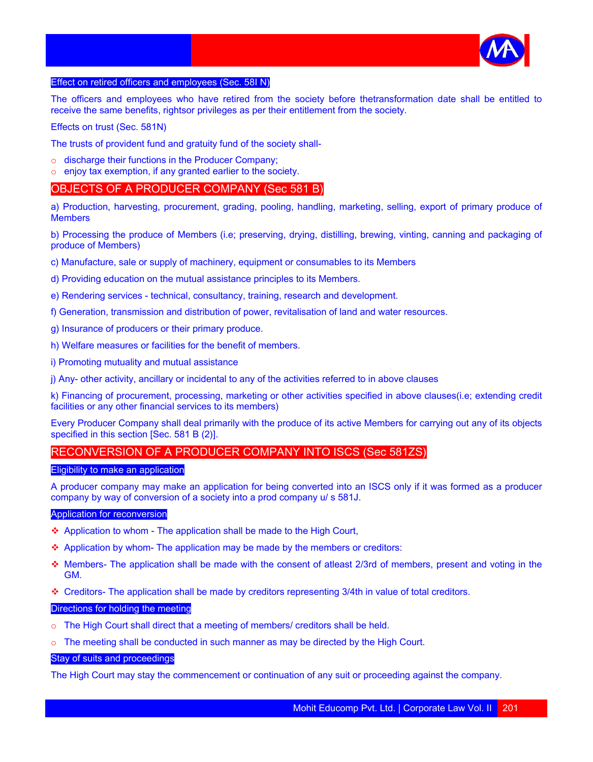### Effect on retired officers and employees (Sec. 58I N)

The officers and employees who have retired from the society before thetransformation date shall be entitled to receive the same benefits, rightsor privileges as per their entitlement from the society.

Effects on trust (Sec. 581N)

The trusts of provident fund and gratuity fund of the society shall-

- discharge their functions in the Producer Company;
- enjoy tax exemption, if any granted earlier to the society.

## OBJECTS OF A PRODUCER COMPANY (Sec 581 B)

a) Production, harvesting, procurement, grading, pooling, handling, marketing, selling, export of primary produce of Members

b) Processing the produce of Members (i.e; preserving, drying, distilling, brewing, vinting, canning and packaging of produce of Members)

c) Manufacture, sale or supply of machinery, equipment or consumables to its Members

d) Providing education on the mutual assistance principles to its Members.

e) Rendering services - technical, consultancy, training, research and development.

f) Generation, transmission and distribution of power, revitalisation of land and water resources.

g) Insurance of producers or their primary produce.

h) Welfare measures or facilities for the benefit of members.

i) Promoting mutuality and mutual assistance

j) Any- other activity, ancillary or incidental to any of the activities referred to in above clauses

k) Financing of procurement, processing, marketing or other activities specified in above clauses(i.e; extending credit facilities or any other financial services to its members)

Every Producer Company shall deal primarily with the produce of its active Members for carrying out any of its objects specified in this section [Sec. 581 B (2)].

## RECONVERSION OF A PRODUCER COMPANY INTO ISCS (Sec 581ZS)

### Eligibility to make an application

A producer company may make an application for being converted into an ISCS only if it was formed as a producer company by way of conversion of a society into a prod company u/ s 581J.

### Application for reconversion

- Application to whom - The application shall be made to the High Court,
- Application by whom- The application may be made by the members or creditors:
- Members- The application shall be made with the consent of atleast 2/3rd of members, present and voting in the GM.
- Creditors- The application shall be made by creditors representing 3/4th in value of total creditors.

### Directions for holding the meeting

- The High Court shall direct that a meeting of members/ creditors shall be held.
- The meeting shall be conducted in such manner as may be directed by the High Court.

### Stay of suits and proceedings

The High Court may stay the commencement or continuation of any suit or proceeding against the company.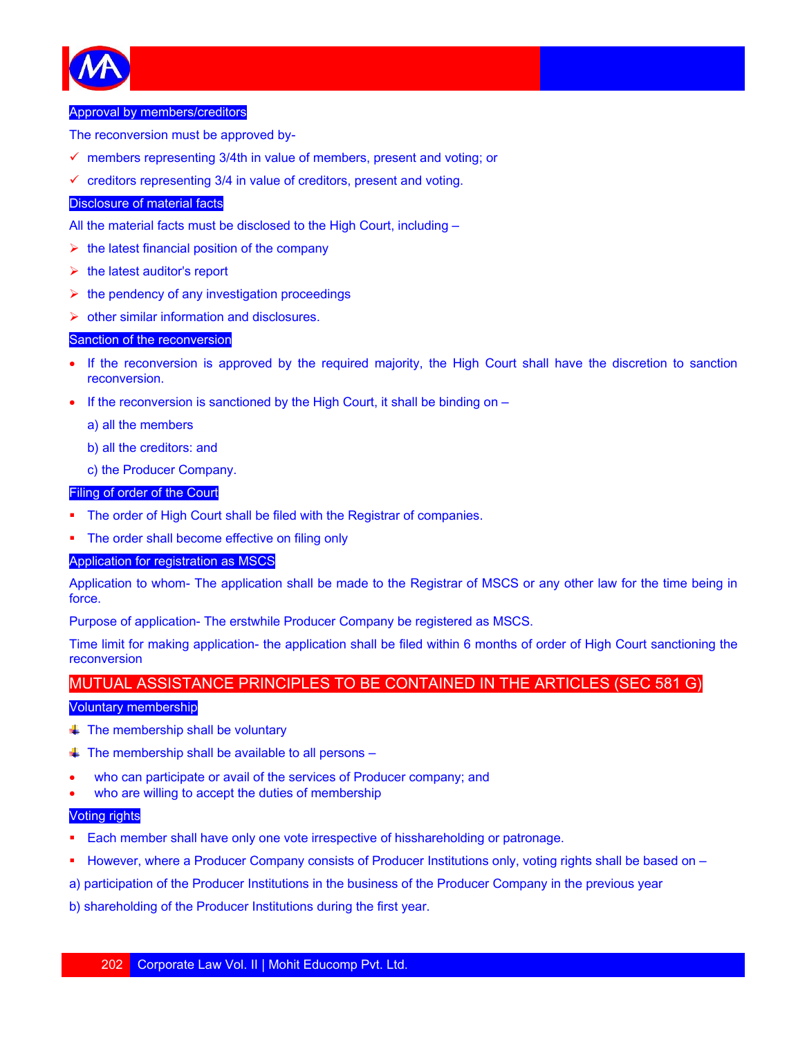### Approval by members/creditors

The reconversion must be approved by-

- members representing 3/4th in value of members, present and voting; or
- creditors representing 3/4 in value of creditors, present and voting.

### Disclosure of material facts

All the material facts must be disclosed to the High Court, including –

- the latest financial position of the company
- the latest auditor's report
- the pendency of any investigation proceedings
- other similar information and disclosures.

### Sanction of the reconversion

- If the reconversion is approved by the required majority, the High Court shall have the discretion to sanction reconversion.
- If the reconversion is sanctioned by the High Court, it shall be binding on –

  a) all the members

  b) all the creditors: and

  c) the Producer Company.

### Filing of order of the Court

- The order of High Court shall be filed with the Registrar of companies.
- The order shall become effective on filing only

### Application for registration as MSCS

Application to whom- The application shall be made to the Registrar of MSCS or any other law for the time being in force.

Purpose of application- The erstwhile Producer Company be registered as MSCS.

Time limit for making application- the application shall be filed within 6 months of order of High Court sanctioning the reconversion

## MUTUAL ASSISTANCE PRINCIPLES TO BE CONTAINED IN THE ARTICLES (SEC 581 G)

### Voluntary membership

- The membership shall be voluntary
- The membership shall be available to all persons –
  - who can participate or avail of the services of Producer company; and
  - who are willing to accept the duties of membership

### Voting rights

- Each member shall have only one vote irrespective of hisshareholding or patronage.
- However, where a Producer Company consists of Producer Institutions only, voting rights shall be based on –

a) participation of the Producer Institutions in the business of the Producer Company in the previous year

b) shareholding of the Producer Institutions during the first year.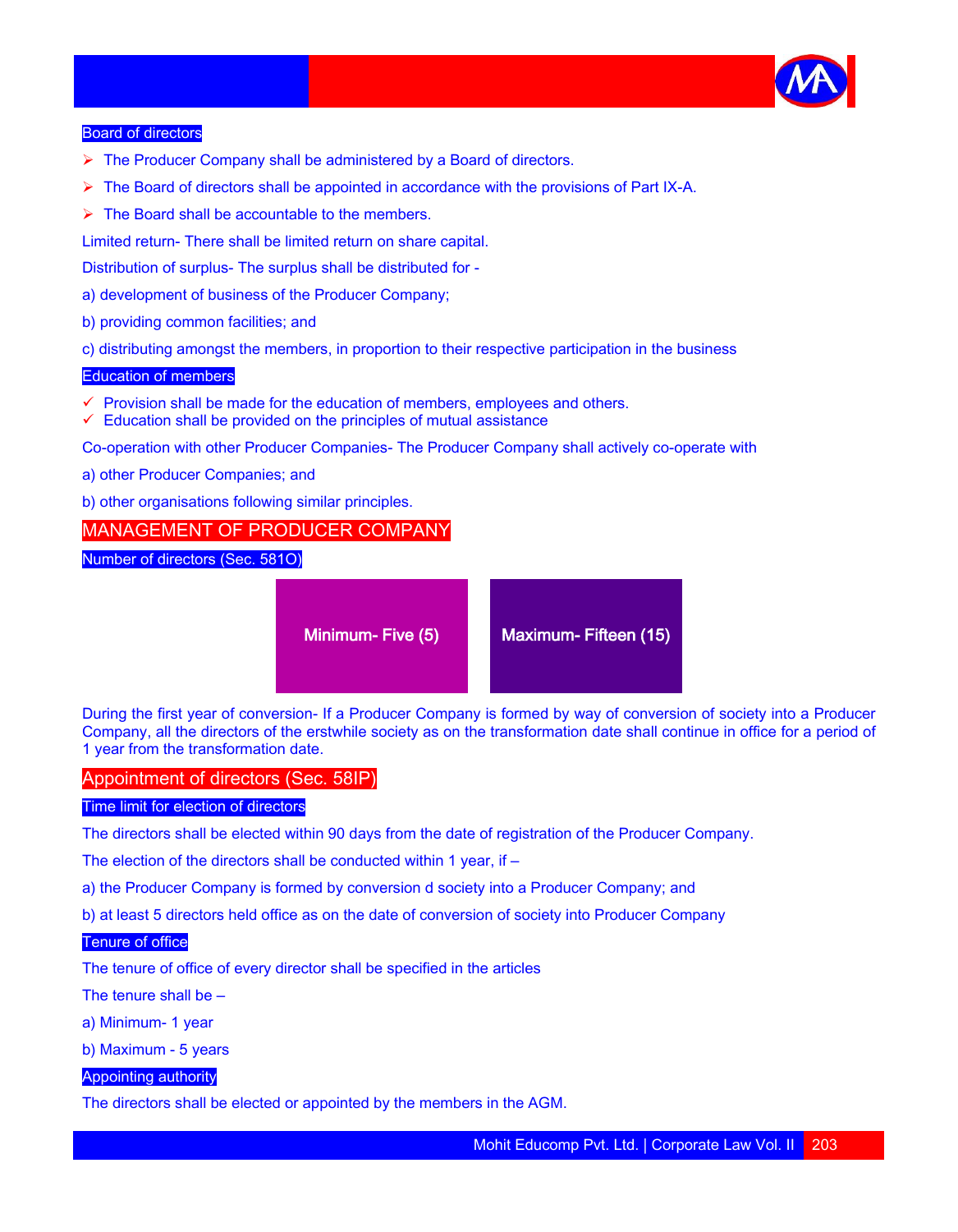### Board of directors

- The Producer Company shall be administered by a Board of directors.
- The Board of directors shall be appointed in accordance with the provisions of Part IX-A.
- The Board shall be accountable to the members.

Limited return- There shall be limited return on share capital.

Distribution of surplus- The surplus shall be distributed for -

a) development of business of the Producer Company;

b) providing common facilities; and

c) distributing amongst the members, in proportion to their respective participation in the business

### Education of members

- ✓ Provision shall be made for the education of members, employees and others.
- ✓ Education shall be provided on the principles of mutual assistance

Co-operation with other Producer Companies- The Producer Company shall actively co-operate with

a) other Producer Companies; and

b) other organisations following similar principles.

## MANAGEMENT OF PRODUCER COMPANY

### Number of directors (Sec. 581O)

| Minimum- Five (5) | Maximum- Fifteen (15) |
|---|---|

During the first year of conversion- If a Producer Company is formed by way of conversion of society into a Producer Company, all the directors of the erstwhile society as on the transformation date shall continue in office for a period of 1 year from the transformation date.

## Appointment of directors (Sec. 58IP)

### Time limit for election of directors

The directors shall be elected within 90 days from the date of registration of the Producer Company.

The election of the directors shall be conducted within 1 year, if –

a) the Producer Company is formed by conversion d society into a Producer Company; and

b) at least 5 directors held office as on the date of conversion of society into Producer Company

### Tenure of office

The tenure of office of every director shall be specified in the articles

The tenure shall be –

a) Minimum- 1 year

b) Maximum - 5 years

### Appointing authority

The directors shall be elected or appointed by the members in the AGM.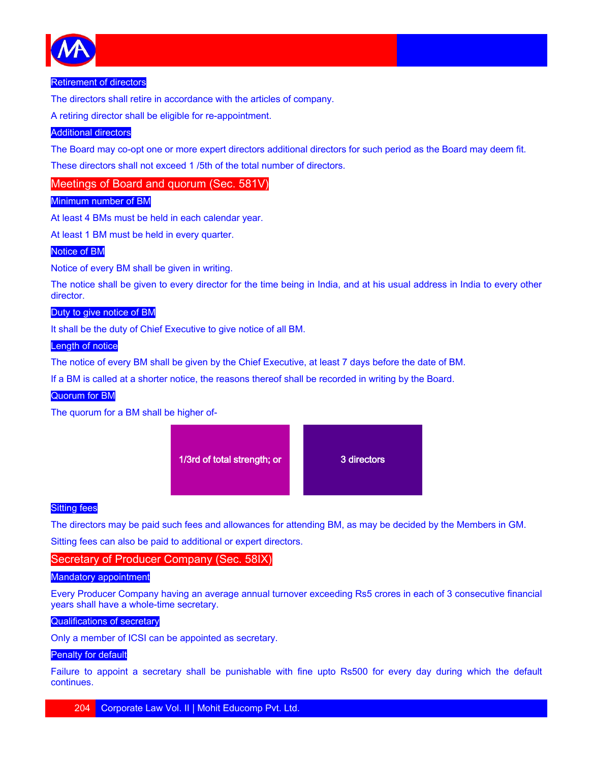### Retirement of directors

The directors shall retire in accordance with the articles of company.

A retiring director shall be eligible for re-appointment.

### Additional directors

The Board may co-opt one or more expert directors additional directors for such period as the Board may deem fit.

These directors shall not exceed 1 /5th of the total number of directors.

## Meetings of Board and quorum (Sec. 581V)

### Minimum number of BM

At least 4 BMs must be held in each calendar year.

At least 1 BM must be held in every quarter.

### Notice of BM

Notice of every BM shall be given in writing.

The notice shall be given to every director for the time being in India, and at his usual address in India to every other director.

### Duty to give notice of BM

It shall be the duty of Chief Executive to give notice of all BM.

### Length of notice

The notice of every BM shall be given by the Chief Executive, at least 7 days before the date of BM.

If a BM is called at a shorter notice, the reasons thereof shall be recorded in writing by the Board.

### Quorum for BM

The quorum for a BM shall be higher of-

- 1/3rd of total strength; or
- 3 directors

### Sitting fees

The directors may be paid such fees and allowances for attending BM, as may be decided by the Members in GM.

Sitting fees can also be paid to additional or expert directors.

## Secretary of Producer Company (Sec. 58IX)

### Mandatory appointment

Every Producer Company having an average annual turnover exceeding Rs5 crores in each of 3 consecutive financial years shall have a whole-time secretary.

### Qualifications of secretary

Only a member of ICSI can be appointed as secretary.

### Penalty for default

Failure to appoint a secretary shall be punishable with fine upto Rs500 for every day during which the default continues.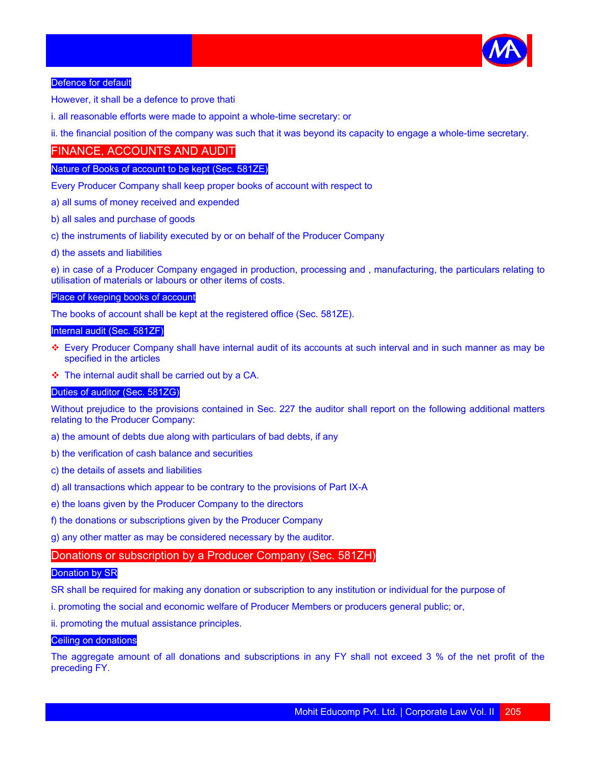### Defence for default

However, it shall be a defence to prove thati

i. all reasonable efforts were made to appoint a whole-time secretary: or

ii. the financial position of the company was such that it was beyond its capacity to engage a whole-time secretary.

## FINANCE, ACCOUNTS AND AUDIT

### Nature of Books of account to be kept (Sec. 581ZE)

Every Producer Company shall keep proper books of account with respect to

a) all sums of money received and expended

b) all sales and purchase of goods

c) the instruments of liability executed by or on behalf of the Producer Company

d) the assets and liabilities

e) in case of a Producer Company engaged in production, processing and , manufacturing, the particulars relating to utilisation of materials or labours or other items of costs.

### Place of keeping books of account

The books of account shall be kept at the registered office (Sec. 581ZE).

### Internal audit (Sec. 581ZF)

- Every Producer Company shall have internal audit of its accounts at such interval and in such manner as may be specified in the articles
- The internal audit shall be carried out by a CA.

### Duties of auditor (Sec. 581ZG)

Without prejudice to the provisions contained in Sec. 227 the auditor shall report on the following additional matters relating to the Producer Company:

a) the amount of debts due along with particulars of bad debts, if any

b) the verification of cash balance and securities

c) the details of assets and liabilities

d) all transactions which appear to be contrary to the provisions of Part IX-A

e) the loans given by the Producer Company to the directors

f) the donations or subscriptions given by the Producer Company

g) any other matter as may be considered necessary by the auditor.

## Donations or subscription by a Producer Company (Sec. 581ZH)

### Donation by SR

SR shall be required for making any donation or subscription to any institution or individual for the purpose of

i. promoting the social and economic welfare of Producer Members or producers general public; or,

ii. promoting the mutual assistance principles.

### Ceiling on donations

The aggregate amount of all donations and subscriptions in any FY shall not exceed 3 % of the net profit of the preceding FY.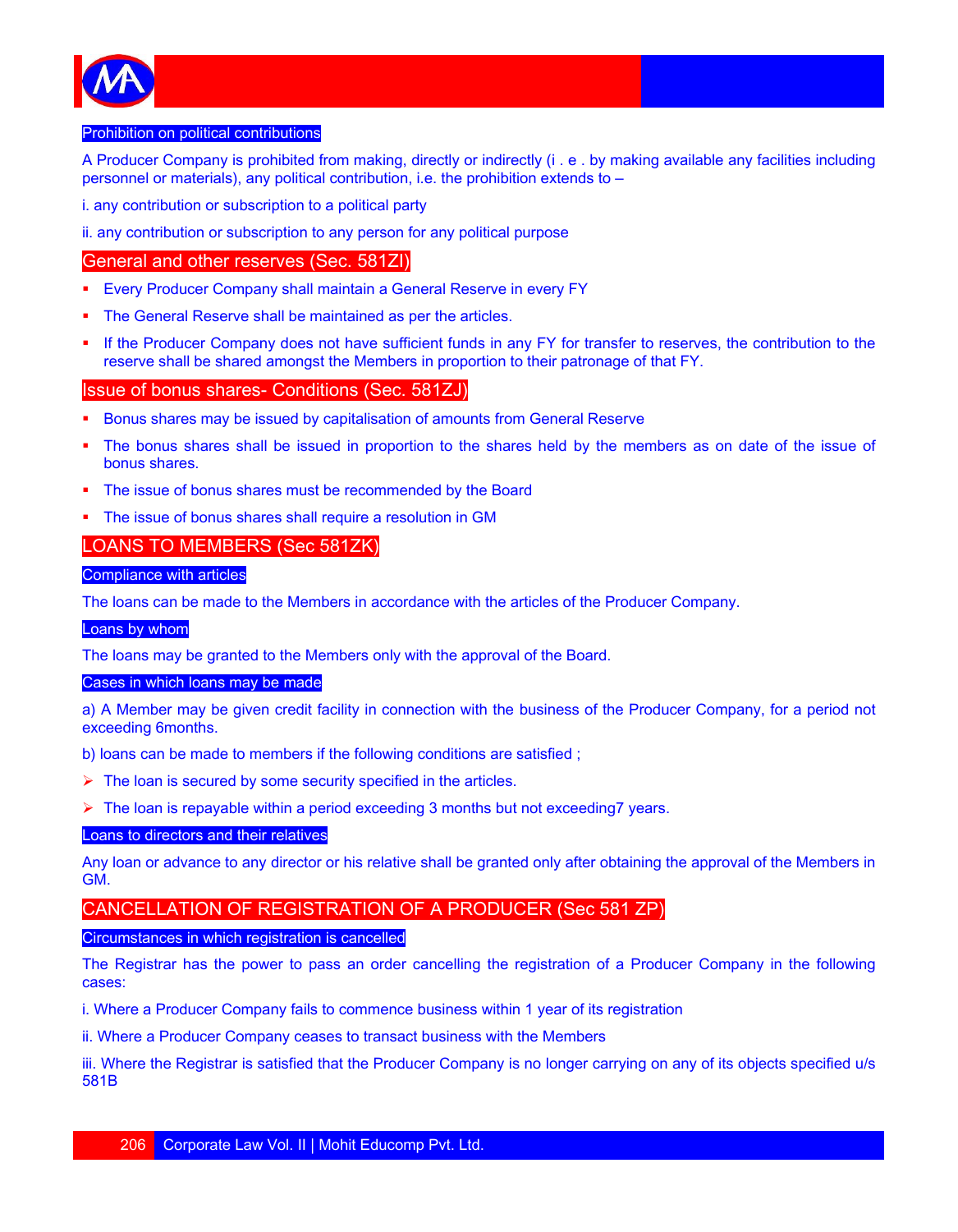### Prohibition on political contributions

A Producer Company is prohibited from making, directly or indirectly (i . e . by making available any facilities including personnel or materials), any political contribution, i.e. the prohibition extends to –

i. any contribution or subscription to a political party

ii. any contribution or subscription to any person for any political purpose

## General and other reserves (Sec. 581ZI)

- Every Producer Company shall maintain a General Reserve in every FY
- The General Reserve shall be maintained as per the articles.
- If the Producer Company does not have sufficient funds in any FY for transfer to reserves, the contribution to the reserve shall be shared amongst the Members in proportion to their patronage of that FY.

## Issue of bonus shares- Conditions (Sec. 581ZJ)

- Bonus shares may be issued by capitalisation of amounts from General Reserve
- The bonus shares shall be issued in proportion to the shares held by the members as on date of the issue of bonus shares.
- The issue of bonus shares must be recommended by the Board
- The issue of bonus shares shall require a resolution in GM

## LOANS TO MEMBERS (Sec 581ZK)

### Compliance with articles

The loans can be made to the Members in accordance with the articles of the Producer Company.

### Loans by whom

The loans may be granted to the Members only with the approval of the Board.

### Cases in which loans may be made

a) A Member may be given credit facility in connection with the business of the Producer Company, for a period not exceeding 6months.

b) loans can be made to members if the following conditions are satisfied ;

- The loan is secured by some security specified in the articles.
- The loan is repayable within a period exceeding 3 months but not exceeding7 years.

### Loans to directors and their relatives

Any loan or advance to any director or his relative shall be granted only after obtaining the approval of the Members in GM.

## CANCELLATION OF REGISTRATION OF A PRODUCER (Sec 581 ZP)

### Circumstances in which registration is cancelled

The Registrar has the power to pass an order cancelling the registration of a Producer Company in the following cases:

i. Where a Producer Company fails to commence business within 1 year of its registration

ii. Where a Producer Company ceases to transact business with the Members

iii. Where the Registrar is satisfied that the Producer Company is no longer carrying on any of its objects specified u/s 581B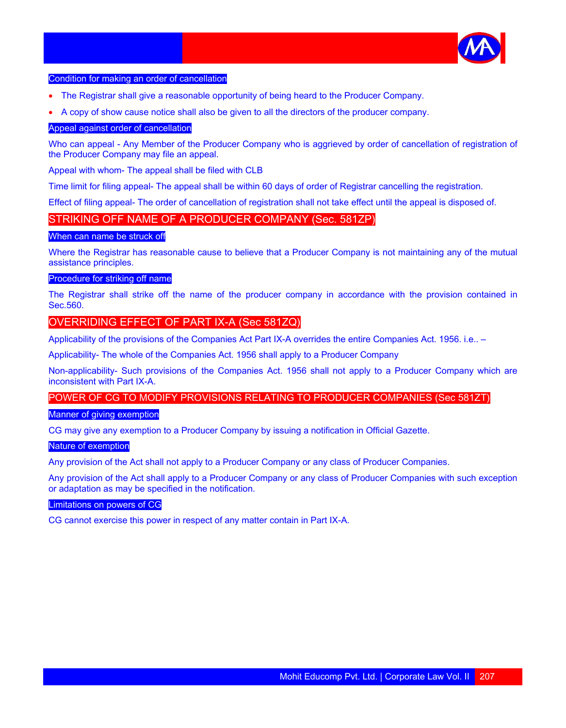### Condition for making an order of cancellation

- The Registrar shall give a reasonable opportunity of being heard to the Producer Company.
- A copy of show cause notice shall also be given to all the directors of the producer company.

### Appeal against order of cancellation

Who can appeal - Any Member of the Producer Company who is aggrieved by order of cancellation of registration of the Producer Company may file an appeal.

Appeal with whom- The appeal shall be filed with CLB

Time limit for filing appeal- The appeal shall be within 60 days of order of Registrar cancelling the registration.

Effect of filing appeal- The order of cancellation of registration shall not take effect until the appeal is disposed of.

## STRIKING OFF NAME OF A PRODUCER COMPANY (Sec. 581ZP)

### When can name be struck off

Where the Registrar has reasonable cause to believe that a Producer Company is not maintaining any of the mutual assistance principles.

### Procedure for striking off name

The Registrar shall strike off the name of the producer company in accordance with the provision contained in Sec.560.

## OVERRIDING EFFECT OF PART IX-A (Sec 581ZQ)

Applicability of the provisions of the Companies Act Part IX-A overrides the entire Companies Act. 1956. i.e.. –

Applicability- The whole of the Companies Act. 1956 shall apply to a Producer Company

Non-applicability- Such provisions of the Companies Act. 1956 shall not apply to a Producer Company which are inconsistent with Part IX-A.

## POWER OF CG TO MODIFY PROVISIONS RELATING TO PRODUCER COMPANIES (Sec 581ZT)

### Manner of giving exemption

CG may give any exemption to a Producer Company by issuing a notification in Official Gazette.

### Nature of exemption

Any provision of the Act shall not apply to a Producer Company or any class of Producer Companies.

Any provision of the Act shall apply to a Producer Company or any class of Producer Companies with such exception or adaptation as may be specified in the notification.

### Limitations on powers of CG

CG cannot exercise this power in respect of any matter contain in Part IX-A.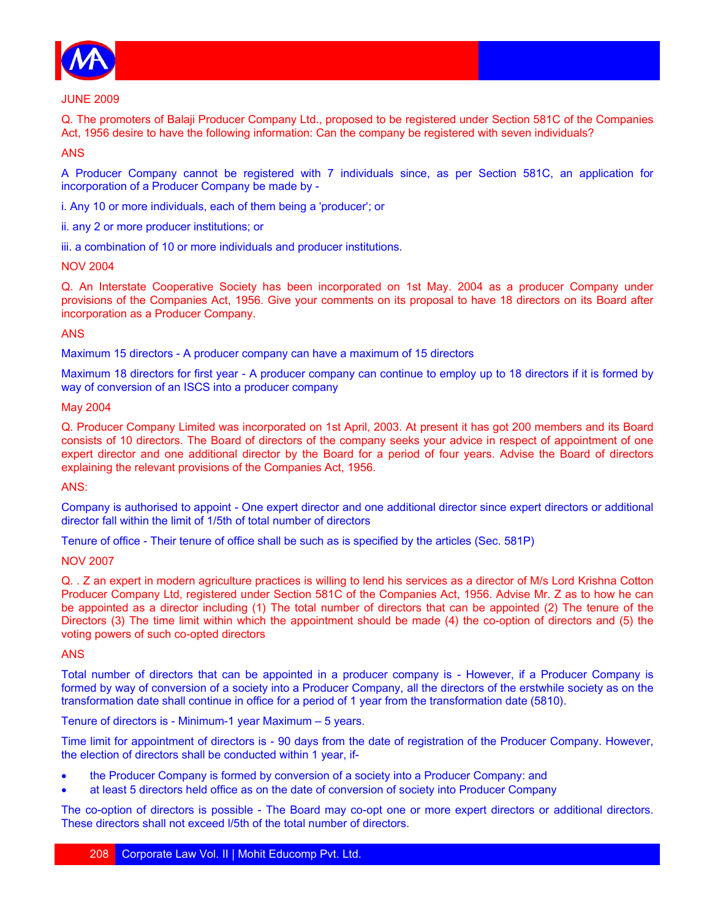JUNE 2009

Q. The promoters of Balaji Producer Company Ltd., proposed to be registered under Section 581C of the Companies Act, 1956 desire to have the following information: Can the company be registered with seven individuals?

ANS

A Producer Company cannot be registered with 7 individuals since, as per Section 581C, an application for incorporation of a Producer Company be made by -

i. Any 10 or more individuals, each of them being a 'producer'; or

ii. any 2 or more producer institutions; or

iii. a combination of 10 or more individuals and producer institutions.

NOV 2004

Q. An Interstate Cooperative Society has been incorporated on 1st May. 2004 as a producer Company under provisions of the Companies Act, 1956. Give your comments on its proposal to have 18 directors on its Board after incorporation as a Producer Company.

ANS

Maximum 15 directors - A producer company can have a maximum of 15 directors

Maximum 18 directors for first year - A producer company can continue to employ up to 18 directors if it is formed by way of conversion of an ISCS into a producer company

May 2004

Q. Producer Company Limited was incorporated on 1st April, 2003. At present it has got 200 members and its Board consists of 10 directors. The Board of directors of the company seeks your advice in respect of appointment of one expert director and one additional director by the Board for a period of four years. Advise the Board of directors explaining the relevant provisions of the Companies Act, 1956.

ANS:

Company is authorised to appoint - One expert director and one additional director since expert directors or additional director fall within the limit of 1/5th of total number of directors

Tenure of office - Their tenure of office shall be such as is specified by the articles (Sec. 581P)

NOV 2007

Q. . Z an expert in modern agriculture practices is willing to lend his services as a director of M/s Lord Krishna Cotton Producer Company Ltd, registered under Section 581C of the Companies Act, 1956. Advise Mr. Z as to how he can be appointed as a director including (1) The total number of directors that can be appointed (2) The tenure of the Directors (3) The time limit within which the appointment should be made (4) the co-option of directors and (5) the voting powers of such co-opted directors

ANS

Total number of directors that can be appointed in a producer company is - However, if a Producer Company is formed by way of conversion of a society into a Producer Company, all the directors of the erstwhile society as on the transformation date shall continue in office for a period of 1 year from the transformation date (5810).

Tenure of directors is - Minimum-1 year Maximum – 5 years.

Time limit for appointment of directors is - 90 days from the date of registration of the Producer Company. However, the election of directors shall be conducted within 1 year, if-

- the Producer Company is formed by conversion of a society into a Producer Company: and
- at least 5 directors held office as on the date of conversion of society into Producer Company

The co-option of directors is possible - The Board may co-opt one or more expert directors or additional directors. These directors shall not exceed l/5th of the total number of directors.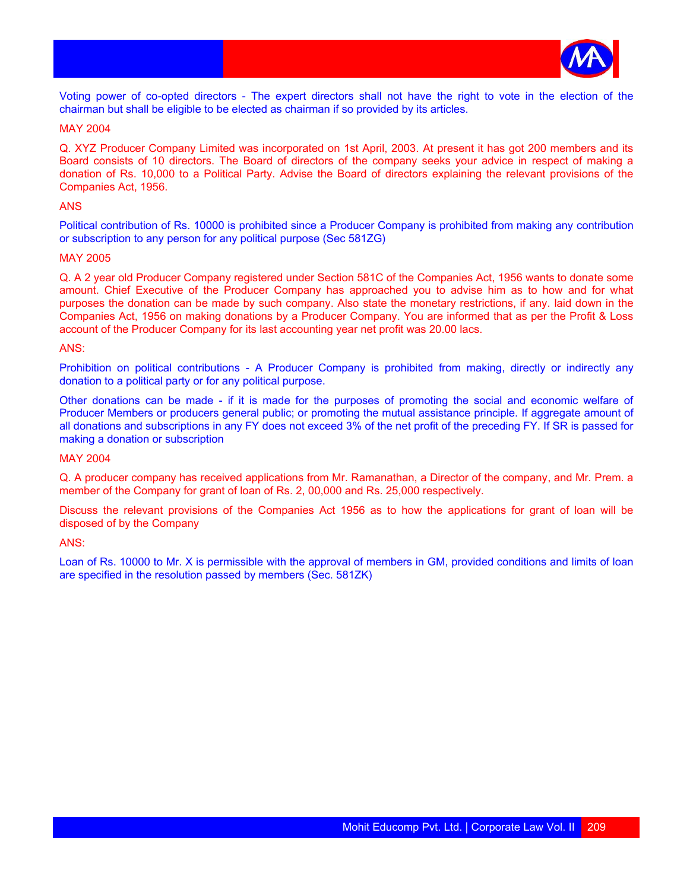Voting power of co-opted directors - The expert directors shall not have the right to vote in the election of the chairman but shall be eligible to be elected as chairman if so provided by its articles.

MAY 2004

Q. XYZ Producer Company Limited was incorporated on 1st April, 2003. At present it has got 200 members and its Board consists of 10 directors. The Board of directors of the company seeks your advice in respect of making a donation of Rs. 10,000 to a Political Party. Advise the Board of directors explaining the relevant provisions of the Companies Act, 1956.

ANS

Political contribution of Rs. 10000 is prohibited since a Producer Company is prohibited from making any contribution or subscription to any person for any political purpose (Sec 581ZG)

MAY 2005

Q. A 2 year old Producer Company registered under Section 581C of the Companies Act, 1956 wants to donate some amount. Chief Executive of the Producer Company has approached you to advise him as to how and for what purposes the donation can be made by such company. Also state the monetary restrictions, if any. laid down in the Companies Act, 1956 on making donations by a Producer Company. You are informed that as per the Profit & Loss account of the Producer Company for its last accounting year net profit was 20.00 lacs.

ANS:

Prohibition on political contributions - A Producer Company is prohibited from making, directly or indirectly any donation to a political party or for any political purpose.

Other donations can be made - if it is made for the purposes of promoting the social and economic welfare of Producer Members or producers general public; or promoting the mutual assistance principle. If aggregate amount of all donations and subscriptions in any FY does not exceed 3% of the net profit of the preceding FY. If SR is passed for making a donation or subscription

MAY 2004

Q. A producer company has received applications from Mr. Ramanathan, a Director of the company, and Mr. Prem. a member of the Company for grant of loan of Rs. 2, 00,000 and Rs. 25,000 respectively.

Discuss the relevant provisions of the Companies Act 1956 as to how the applications for grant of loan will be disposed of by the Company

ANS:

Loan of Rs. 10000 to Mr. X is permissible with the approval of members in GM, provided conditions and limits of loan are specified in the resolution passed by members (Sec. 581ZK)